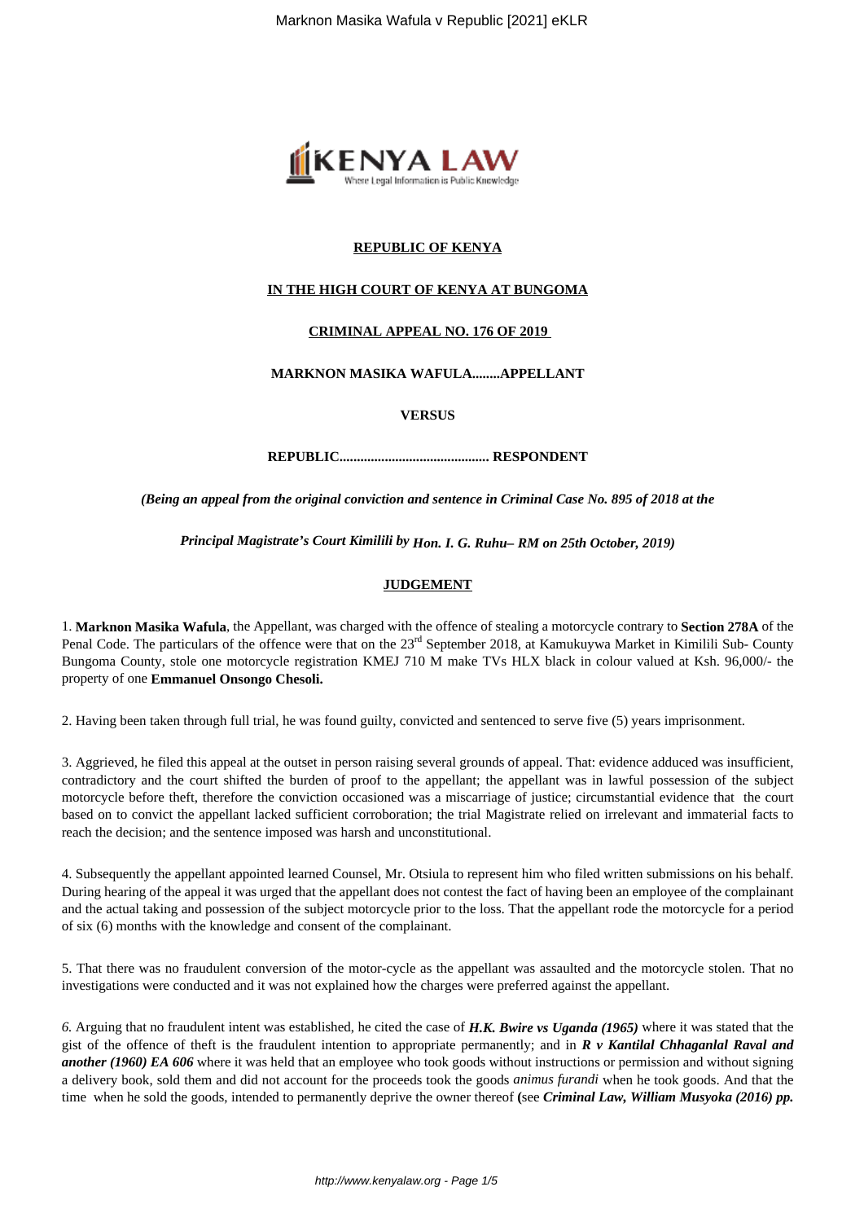**REPUBLIC OF KENYA**

**IN THE HIGH COURT OF KENYA AT BUNGOMA**

**CRIMINAL APPEAL NO. 176 OF 2019**

**MARKNON MASIKA WAFULA........APPELLANT**

**VERSUS**

**REPUBLIC........................................... RESPONDENT**

*(Being an appeal from the original conviction and sentence in Criminal Case No. 895 of 2018 at the Principal Magistrate's Court Kimilili by **Hon. I. G. Ruhu– RM on 25th October, 2019**)*

**JUDGEMENT**

1. **Marknon Masika Wafula**, the Appellant, was charged with the offence of stealing a motorcycle contrary to **Section 278A** of the Penal Code. The particulars of the offence were that on the 23rd September 2018, at Kamukuywa Market in Kimilili Sub- County Bungoma County, stole one motorcycle registration KMEJ 710 M make TVs HLX black in colour valued at Ksh. 96,000/- the property of one **Emmanuel Onsongo Chesoli.**

2. Having been taken through full trial, he was found guilty, convicted and sentenced to serve five (5) years imprisonment.

3. Aggrieved, he filed this appeal at the outset in person raising several grounds of appeal. That: evidence adduced was insufficient, contradictory and the court shifted the burden of proof to the appellant; the appellant was in lawful possession of the subject motorcycle before theft, therefore the conviction occasioned was a miscarriage of justice; circumstantial evidence that the court based on to convict the appellant lacked sufficient corroboration; the trial Magistrate relied on irrelevant and immaterial facts to reach the decision; and the sentence imposed was harsh and unconstitutional.

4. Subsequently the appellant appointed learned Counsel, Mr. Otsiula to represent him who filed written submissions on his behalf. During hearing of the appeal it was urged that the appellant does not contest the fact of having been an employee of the complainant and the actual taking and possession of the subject motorcycle prior to the loss. That the appellant rode the motorcycle for a period of six (6) months with the knowledge and consent of the complainant.

5. That there was no fraudulent conversion of the motor-cycle as the appellant was assaulted and the motorcycle stolen. That no investigations were conducted and it was not explained how the charges were preferred against the appellant.

6. Arguing that no fraudulent intent was established, he cited the case of ***H.K. Bwire vs Uganda (1965)*** where it was stated that the gist of the offence of theft is the fraudulent intention to appropriate permanently; and in ***R v Kantilal Chhaganlal Raval and another (1960) EA 606*** where it was held that an employee who took goods without instructions or permission and without signing a delivery book, sold them and did not account for the proceeds took the goods *animus furandi* when he took goods. And that the time when he sold the goods, intended to permanently deprive the owner thereof (see ***Criminal Law, William Musyoka (2016) pp.***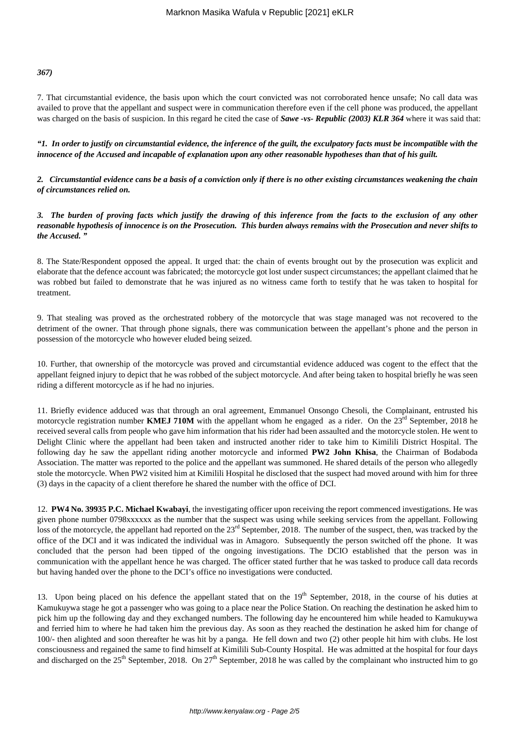*367)*

7. That circumstantial evidence, the basis upon which the court convicted was not corroborated hence unsafe; No call data was availed to prove that the appellant and suspect were in communication therefore even if the cell phone was produced, the appellant was charged on the basis of suspicion. In this regard he cited the case of ***Sawe -vs- Republic (2003) KLR 364*** where it was said that:

***"1. In order to justify on circumstantial evidence, the inference of the guilt, the exculpatory facts must be incompatible with the innocence of the Accused and incapable of explanation upon any other reasonable hypotheses than that of his guilt.***

***2. Circumstantial evidence cans be a basis of a conviction only if there is no other existing circumstances weakening the chain of circumstances relied on.***

***3. The burden of proving facts which justify the drawing of this inference from the facts to the exclusion of any other reasonable hypothesis of innocence is on the Prosecution. This burden always remains with the Prosecution and never shifts to the Accused. "***

8. The State/Respondent opposed the appeal. It urged that: the chain of events brought out by the prosecution was explicit and elaborate that the defence account was fabricated; the motorcycle got lost under suspect circumstances; the appellant claimed that he was robbed but failed to demonstrate that he was injured as no witness came forth to testify that he was taken to hospital for treatment.

9. That stealing was proved as the orchestrated robbery of the motorcycle that was stage managed was not recovered to the detriment of the owner. That through phone signals, there was communication between the appellant's phone and the person in possession of the motorcycle who however eluded being seized.

10. Further, that ownership of the motorcycle was proved and circumstantial evidence adduced was cogent to the effect that the appellant feigned injury to depict that he was robbed of the subject motorcycle. And after being taken to hospital briefly he was seen riding a different motorcycle as if he had no injuries.

11. Briefly evidence adduced was that through an oral agreement, Emmanuel Onsongo Chesoli, the Complainant, entrusted his motorcycle registration number **KMEJ 710M** with the appellant whom he engaged as a rider. On the 23rd September, 2018 he received several calls from people who gave him information that his rider had been assaulted and the motorcycle stolen. He went to Delight Clinic where the appellant had been taken and instructed another rider to take him to Kimilili District Hospital. The following day he saw the appellant riding another motorcycle and informed **PW2 John Khisa**, the Chairman of Bodaboda Association. The matter was reported to the police and the appellant was summoned. He shared details of the person who allegedly stole the motorcycle. When PW2 visited him at Kimilili Hospital he disclosed that the suspect had moved around with him for three (3) days in the capacity of a client therefore he shared the number with the office of DCI.

12. **PW4 No. 39935 P.C. Michael Kwabayi**, the investigating officer upon receiving the report commenced investigations. He was given phone number 0798xxxxxx as the number that the suspect was using while seeking services from the appellant. Following loss of the motorcycle, the appellant had reported on the 23rd September, 2018. The number of the suspect, then, was tracked by the office of the DCI and it was indicated the individual was in Amagoro. Subsequently the person switched off the phone. It was concluded that the person had been tipped of the ongoing investigations. The DCIO established that the person was in communication with the appellant hence he was charged. The officer stated further that he was tasked to produce call data records but having handed over the phone to the DCI's office no investigations were conducted.

13. Upon being placed on his defence the appellant stated that on the 19th September, 2018, in the course of his duties at Kamukuywa stage he got a passenger who was going to a place near the Police Station. On reaching the destination he asked him to pick him up the following day and they exchanged numbers. The following day he encountered him while headed to Kamukuywa and ferried him to where he had taken him the previous day. As soon as they reached the destination he asked him for change of 100/- then alighted and soon thereafter he was hit by a panga. He fell down and two (2) other people hit him with clubs. He lost consciousness and regained the same to find himself at Kimilili Sub-County Hospital. He was admitted at the hospital for four days and discharged on the 25th September, 2018. On 27th September, 2018 he was called by the complainant who instructed him to go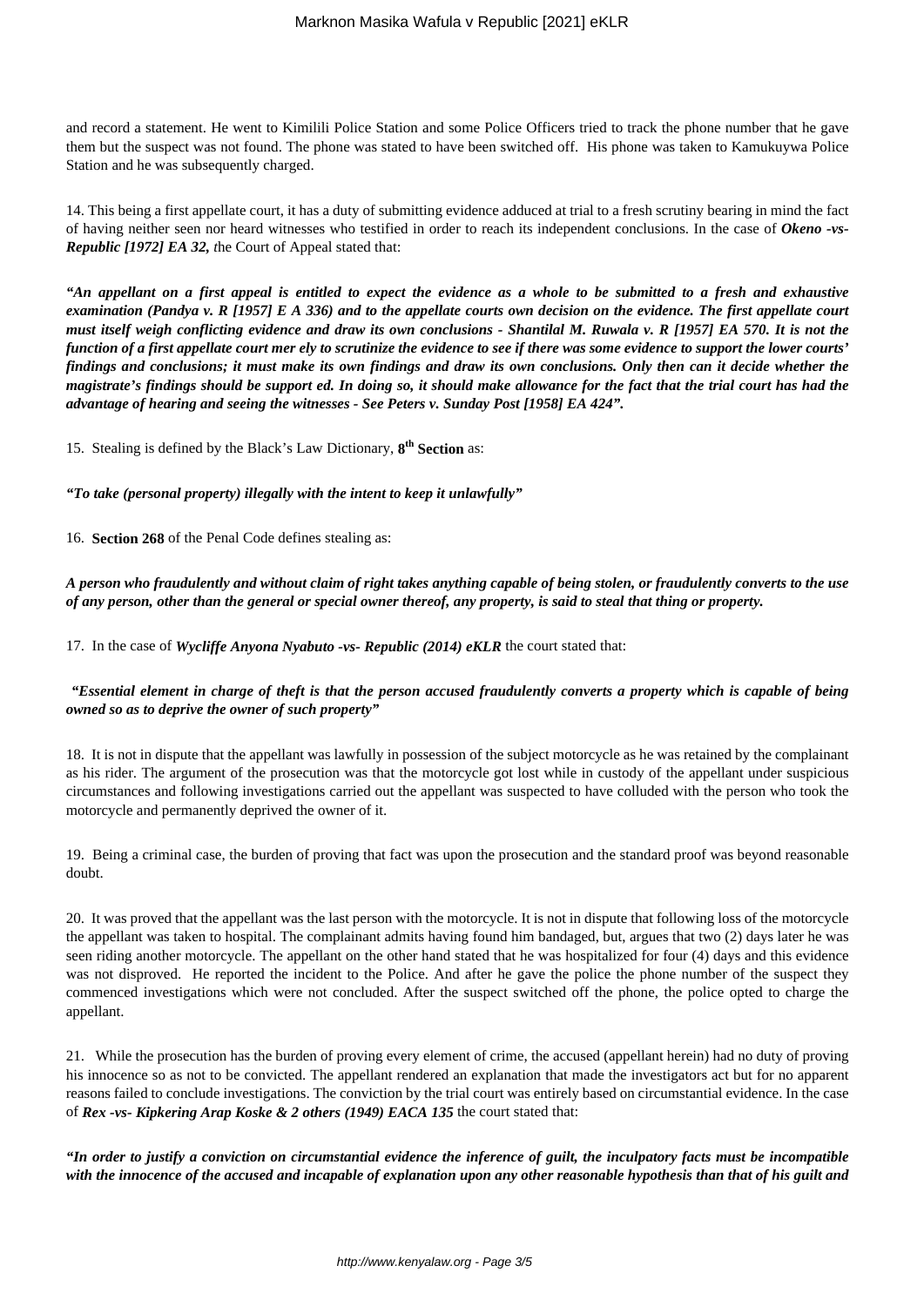and record a statement. He went to Kimilili Police Station and some Police Officers tried to track the phone number that he gave them but the suspect was not found. The phone was stated to have been switched off. His phone was taken to Kamukuywa Police Station and he was subsequently charged.

14. This being a first appellate court, it has a duty of submitting evidence adduced at trial to a fresh scrutiny bearing in mind the fact of having neither seen nor heard witnesses who testified in order to reach its independent conclusions. In the case of ***Okeno -vs- Republic [1972] EA 32,*** the Court of Appeal stated that:

***"An appellant on a first appeal is entitled to expect the evidence as a whole to be submitted to a fresh and exhaustive examination (Pandya v. R [1957] E A 336) and to the appellate courts own decision on the evidence. The first appellate court must itself weigh conflicting evidence and draw its own conclusions - Shantilal M. Ruwala v. R [1957] EA 570. It is not the function of a first appellate court mer ely to scrutinize the evidence to see if there was some evidence to support the lower courts' findings and conclusions; it must make its own findings and draw its own conclusions. Only then can it decide whether the magistrate's findings should be support ed. In doing so, it should make allowance for the fact that the trial court has had the advantage of hearing and seeing the witnesses - See Peters v. Sunday Post [1958] EA 424".***

15. Stealing is defined by the Black's Law Dictionary, **8th Section** as:

***"To take (personal property) illegally with the intent to keep it unlawfully"***

16. **Section 268** of the Penal Code defines stealing as:

***A person who fraudulently and without claim of right takes anything capable of being stolen, or fraudulently converts to the use of any person, other than the general or special owner thereof, any property, is said to steal that thing or property.***

17. In the case of ***Wycliffe Anyona Nyabuto -vs- Republic (2014) eKLR*** the court stated that:

***"Essential element in charge of theft is that the person accused fraudulently converts a property which is capable of being owned so as to deprive the owner of such property"***

18. It is not in dispute that the appellant was lawfully in possession of the subject motorcycle as he was retained by the complainant as his rider. The argument of the prosecution was that the motorcycle got lost while in custody of the appellant under suspicious circumstances and following investigations carried out the appellant was suspected to have colluded with the person who took the motorcycle and permanently deprived the owner of it.

19. Being a criminal case, the burden of proving that fact was upon the prosecution and the standard proof was beyond reasonable doubt.

20. It was proved that the appellant was the last person with the motorcycle. It is not in dispute that following loss of the motorcycle the appellant was taken to hospital. The complainant admits having found him bandaged, but, argues that two (2) days later he was seen riding another motorcycle. The appellant on the other hand stated that he was hospitalized for four (4) days and this evidence was not disproved. He reported the incident to the Police. And after he gave the police the phone number of the suspect they commenced investigations which were not concluded. After the suspect switched off the phone, the police opted to charge the appellant.

21. While the prosecution has the burden of proving every element of crime, the accused (appellant herein) had no duty of proving his innocence so as not to be convicted. The appellant rendered an explanation that made the investigators act but for no apparent reasons failed to conclude investigations. The conviction by the trial court was entirely based on circumstantial evidence. In the case of ***Rex -vs- Kipkering Arap Koske & 2 others (1949) EACA 135*** the court stated that:

***"In order to justify a conviction on circumstantial evidence the inference of guilt, the inculpatory facts must be incompatible with the innocence of the accused and incapable of explanation upon any other reasonable hypothesis than that of his guilt and***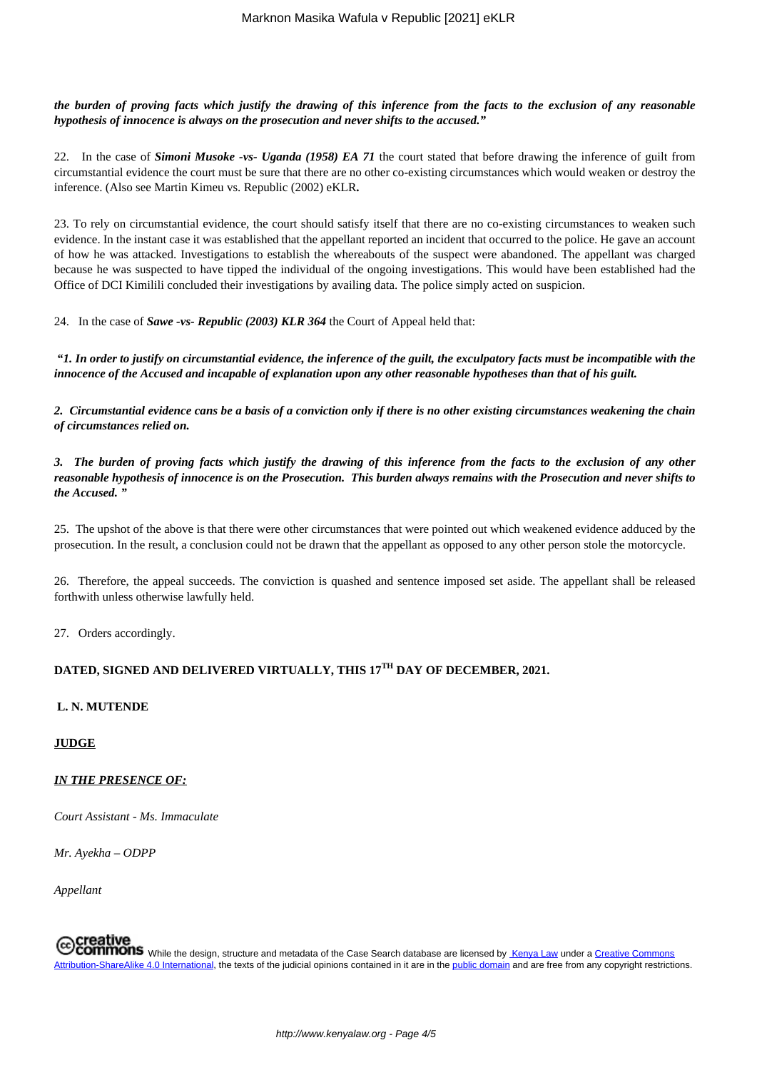***the burden of proving facts which justify the drawing of this inference from the facts to the exclusion of any reasonable hypothesis of innocence is always on the prosecution and never shifts to the accused."***

22. In the case of ***Simoni Musoke -vs- Uganda (1958) EA 71*** the court stated that before drawing the inference of guilt from circumstantial evidence the court must be sure that there are no other co-existing circumstances which would weaken or destroy the inference. (Also see Martin Kimeu vs. Republic (2002) eKLR**.**

23. To rely on circumstantial evidence, the court should satisfy itself that there are no co-existing circumstances to weaken such evidence. In the instant case it was established that the appellant reported an incident that occurred to the police. He gave an account of how he was attacked. Investigations to establish the whereabouts of the suspect were abandoned. The appellant was charged because he was suspected to have tipped the individual of the ongoing investigations. This would have been established had the Office of DCI Kimilili concluded their investigations by availing data. The police simply acted on suspicion.

24. In the case of ***Sawe -vs- Republic (2003) KLR 364*** the Court of Appeal held that:

***"1. In order to justify on circumstantial evidence, the inference of the guilt, the exculpatory facts must be incompatible with the innocence of the Accused and incapable of explanation upon any other reasonable hypotheses than that of his guilt.***

***2. Circumstantial evidence cans be a basis of a conviction only if there is no other existing circumstances weakening the chain of circumstances relied on.***

***3. The burden of proving facts which justify the drawing of this inference from the facts to the exclusion of any other reasonable hypothesis of innocence is on the Prosecution. This burden always remains with the Prosecution and never shifts to the Accused. "***

25. The upshot of the above is that there were other circumstances that were pointed out which weakened evidence adduced by the prosecution. In the result, a conclusion could not be drawn that the appellant as opposed to any other person stole the motorcycle.

26. Therefore, the appeal succeeds. The conviction is quashed and sentence imposed set aside. The appellant shall be released forthwith unless otherwise lawfully held.

27. Orders accordingly.

**DATED, SIGNED AND DELIVERED VIRTUALLY, THIS 17[TH] DAY OF DECEMBER, 2021.**

**L. N. MUTENDE**

**JUDGE**

***IN THE PRESENCE OF:***

*Court Assistant - Ms. Immaculate*

*Mr. Ayekha – ODPP*

*Appellant*

While the design, structure and metadata of the Case Search database are licensed by Kenya Law under a Creative Commons Attribution-ShareAlike 4.0 International, the texts of the judicial opinions contained in it are in the public domain and are free from any copyright restrictions.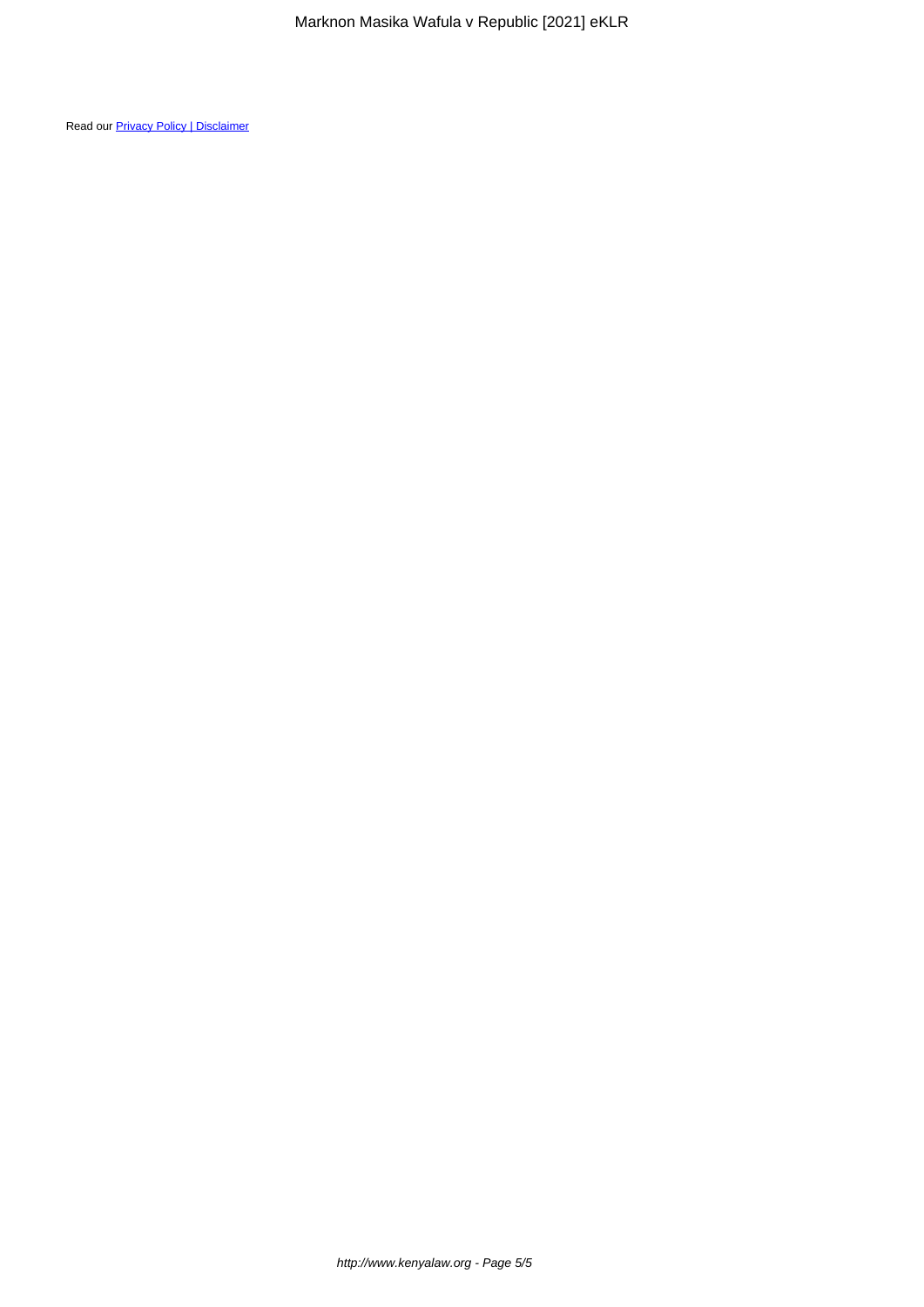Read our [Privacy Policy | Disclaimer]